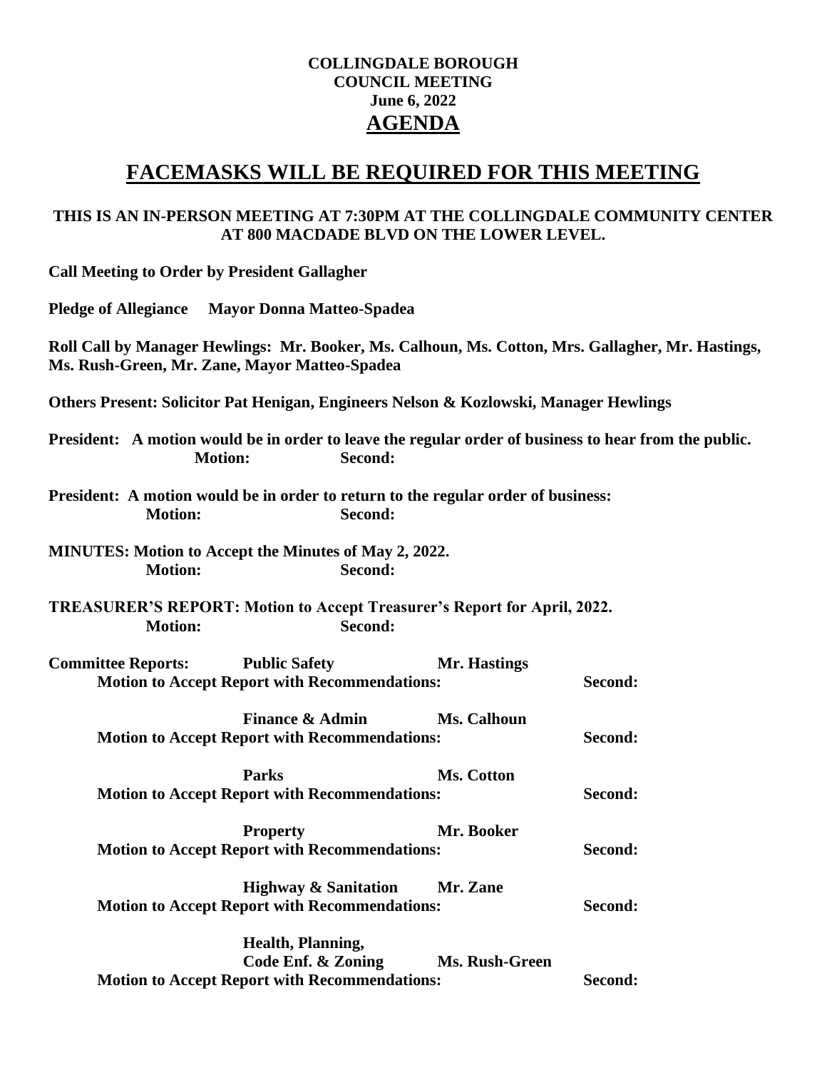**COLLINGDALE BOROUGH**
**COUNCIL MEETING**
**June 6, 2022**

# AGENDA

# FACEMASKS WILL BE REQUIRED FOR THIS MEETING

**THIS IS AN IN-PERSON MEETING AT 7:30PM AT THE COLLINGDALE COMMUNITY CENTER AT 800 MACDADE BLVD ON THE LOWER LEVEL.**

**Call Meeting to Order by President Gallagher**

**Pledge of Allegiance Mayor Donna Matteo-Spadea**

**Roll Call by Manager Hewlings: Mr. Booker, Ms. Calhoun, Ms. Cotton, Mrs. Gallagher, Mr. Hastings, Ms. Rush-Green, Mr. Zane, Mayor Matteo-Spadea**

**Others Present: Solicitor Pat Henigan, Engineers Nelson & Kozlowski, Manager Hewlings**

**President: A motion would be in order to leave the regular order of business to hear from the public.**
**Motion: Second:**

**President: A motion would be in order to return to the regular order of business:**
**Motion: Second:**

**MINUTES: Motion to Accept the Minutes of May 2, 2022.**
**Motion: Second:**

**TREASURER'S REPORT: Motion to Accept Treasurer's Report for April, 2022.**
**Motion: Second:**

**Committee Reports: Public Safety Mr. Hastings**
**Motion to Accept Report with Recommendations: Second:**

**Finance & Admin Ms. Calhoun**
**Motion to Accept Report with Recommendations: Second:**

**Parks Ms. Cotton**
**Motion to Accept Report with Recommendations: Second:**

**Property Mr. Booker**
**Motion to Accept Report with Recommendations: Second:**

**Highway & Sanitation Mr. Zane**
**Motion to Accept Report with Recommendations: Second:**

**Health, Planning, Code Enf. & Zoning Ms. Rush-Green**
**Motion to Accept Report with Recommendations: Second:**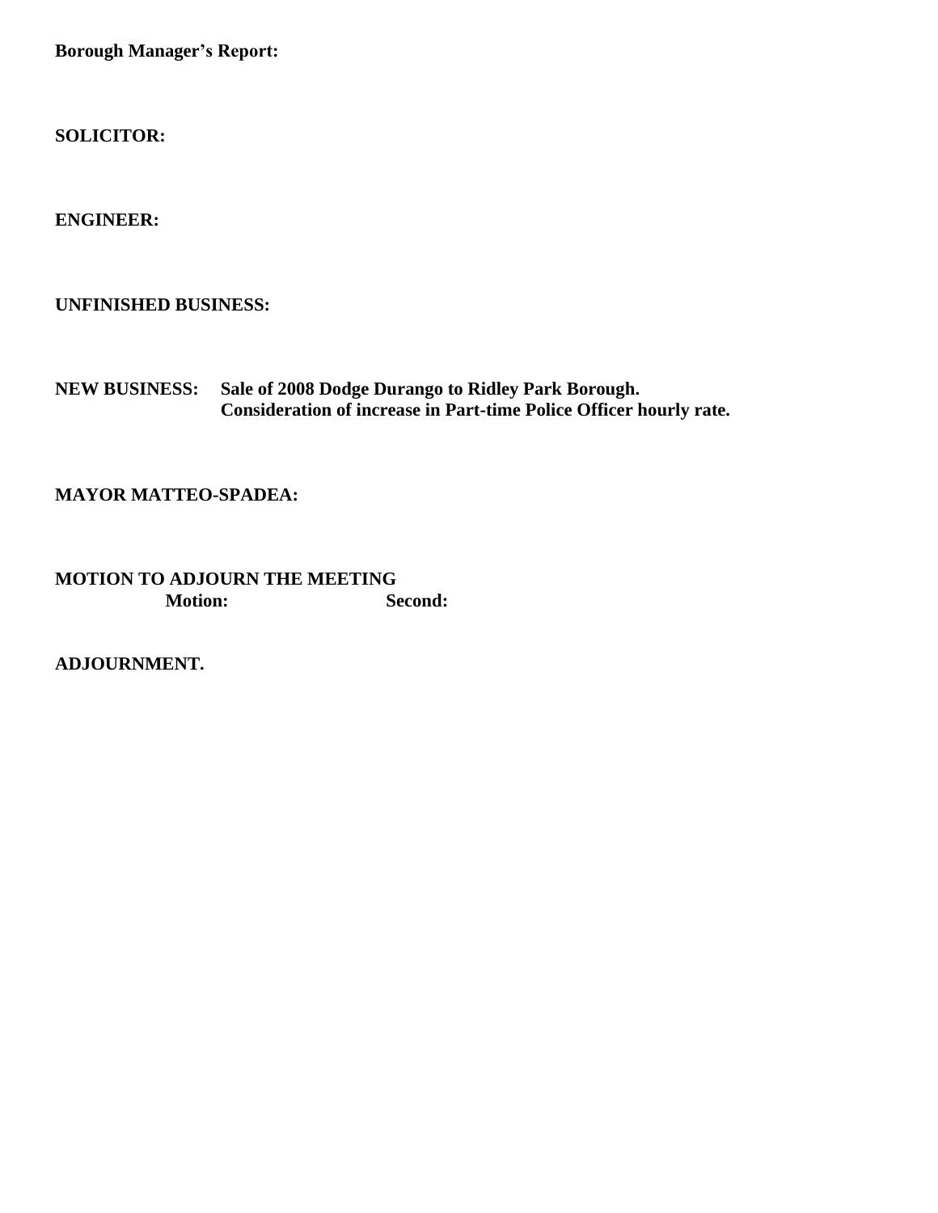**Borough Manager's Report:**

**SOLICITOR:**

**ENGINEER:**

**UNFINISHED BUSINESS:**

**NEW BUSINESS:** **Sale of 2008 Dodge Durango to Ridley Park Borough.**
**Consideration of increase in Part-time Police Officer hourly rate.**

**MAYOR MATTEO-SPADEA:**

**MOTION TO ADJOURN THE MEETING**
**Motion:** **Second:**

**ADJOURNMENT.**